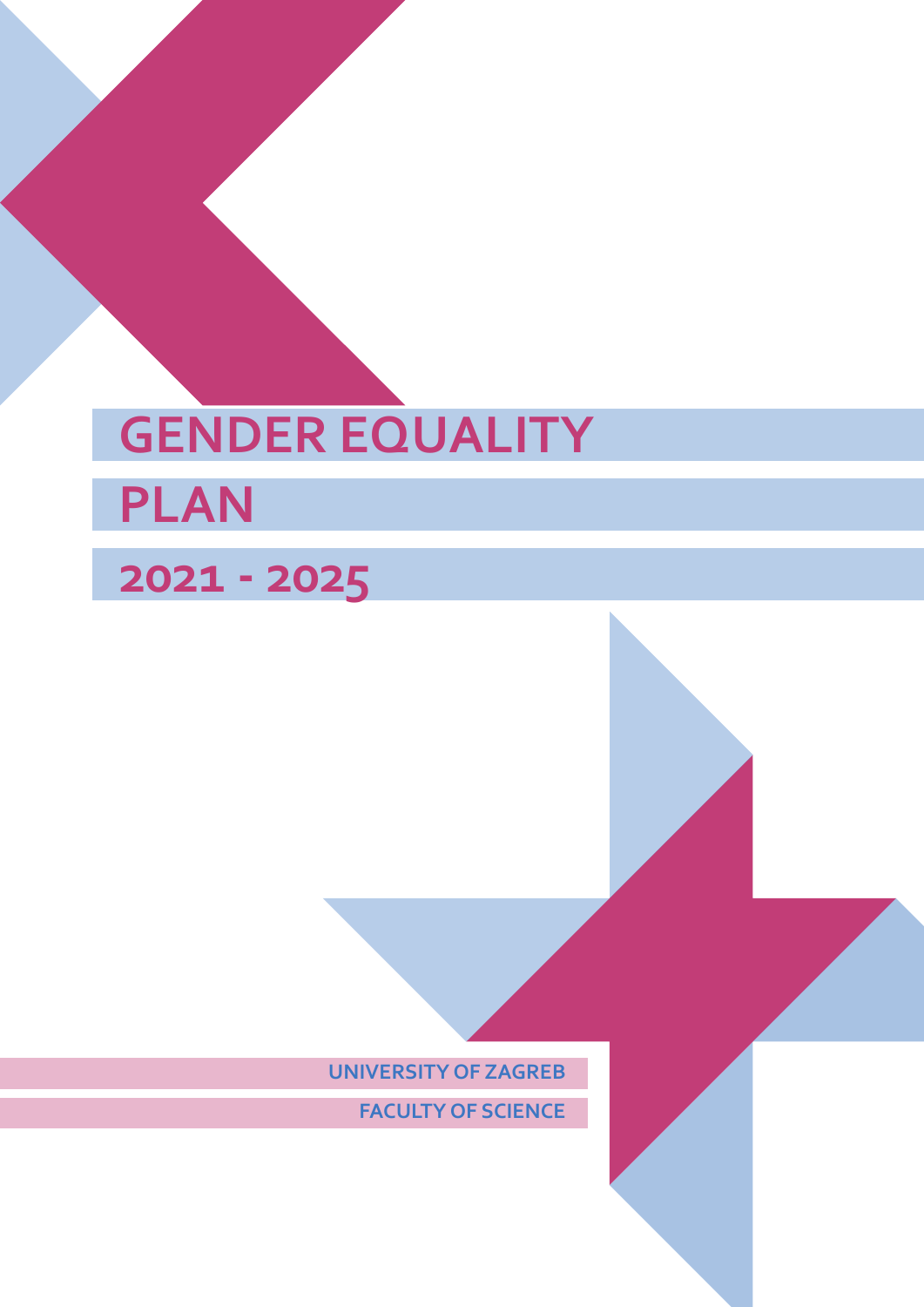# GENDER EQUALITY PLAN

## 2021 - 2025

UNIVERSITY OF ZAGREB

FACULTY OF SCIENCE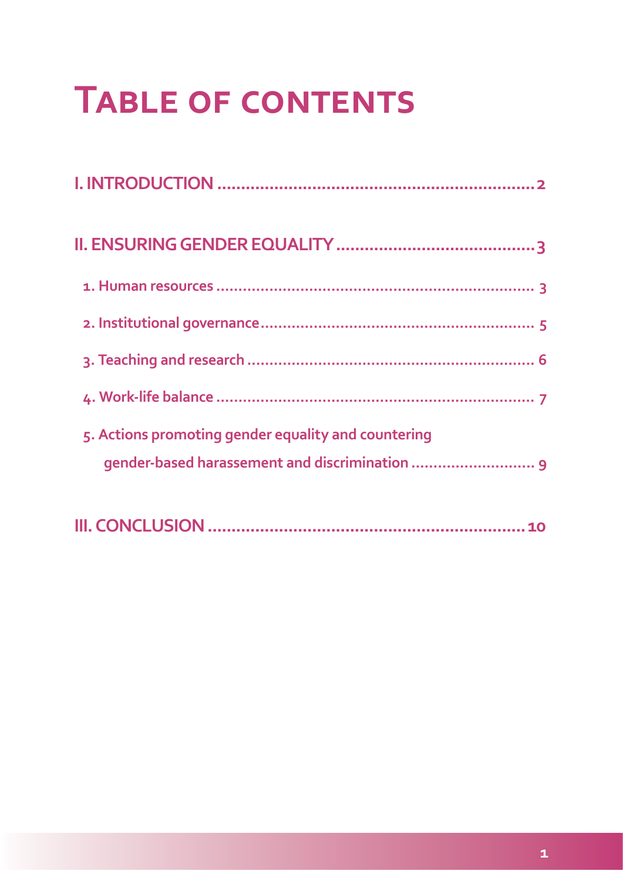# Table of contents

I. INTRODUCTION ........................................................ 2

II. ENSURING GENDER EQUALITY ........................................ 3

- 1. Human resources ........................................................ 3
- 2. Institutional governance ................................................ 5
- 3. Teaching and research ................................................... 6
- 4. Work-life balance ........................................................ 7
- 5. Actions promoting gender equality and countering gender-based harassement and discrimination ........................... 9

III. CONCLUSION ........................................................ 10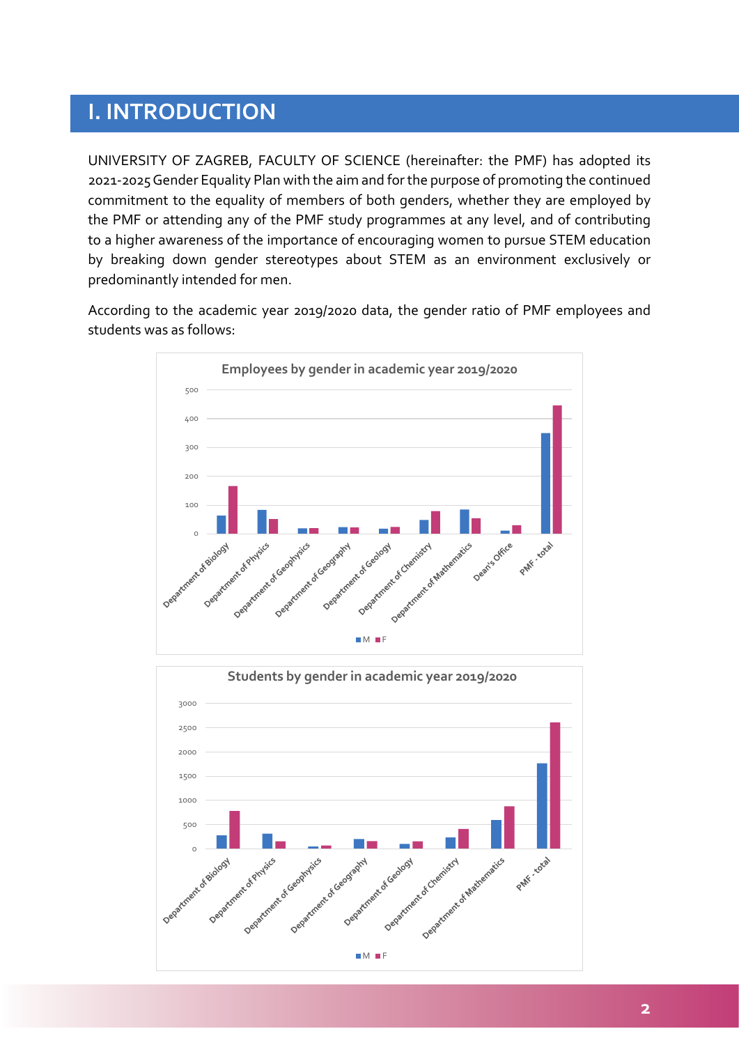# I. INTRODUCTION

UNIVERSITY OF ZAGREB, FACULTY OF SCIENCE (hereinafter: the PMF) has adopted its 2021-2025 Gender Equality Plan with the aim and for the purpose of promoting the continued commitment to the equality of members of both genders, whether they are employed by the PMF or attending any of the PMF study programmes at any level, and of contributing to a higher awareness of the importance of encouraging women to pursue STEM education by breaking down gender stereotypes about STEM as an environment exclusively or predominantly intended for men.

According to the academic year 2019/2020 data, the gender ratio of PMF employees and students was as follows: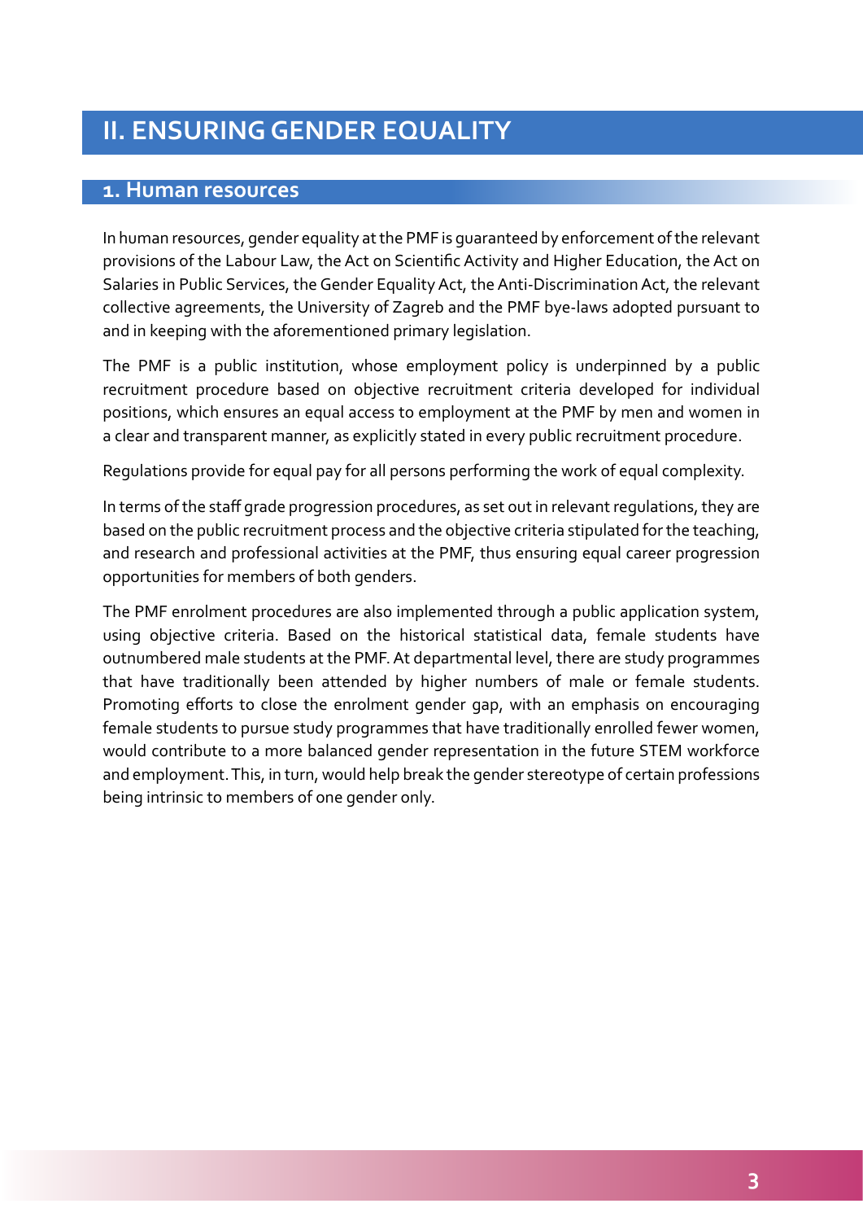# II. ENSURING GENDER EQUALITY

## 1. Human resources

In human resources, gender equality at the PMF is guaranteed by enforcement of the relevant provisions of the Labour Law, the Act on Scientific Activity and Higher Education, the Act on Salaries in Public Services, the Gender Equality Act, the Anti-Discrimination Act, the relevant collective agreements, the University of Zagreb and the PMF bye-laws adopted pursuant to and in keeping with the aforementioned primary legislation.

The PMF is a public institution, whose employment policy is underpinned by a public recruitment procedure based on objective recruitment criteria developed for individual positions, which ensures an equal access to employment at the PMF by men and women in a clear and transparent manner, as explicitly stated in every public recruitment procedure.

Regulations provide for equal pay for all persons performing the work of equal complexity.

In terms of the staff grade progression procedures, as set out in relevant regulations, they are based on the public recruitment process and the objective criteria stipulated for the teaching, and research and professional activities at the PMF, thus ensuring equal career progression opportunities for members of both genders.

The PMF enrolment procedures are also implemented through a public application system, using objective criteria. Based on the historical statistical data, female students have outnumbered male students at the PMF. At departmental level, there are study programmes that have traditionally been attended by higher numbers of male or female students. Promoting efforts to close the enrolment gender gap, with an emphasis on encouraging female students to pursue study programmes that have traditionally enrolled fewer women, would contribute to a more balanced gender representation in the future STEM workforce and employment. This, in turn, would help break the gender stereotype of certain professions being intrinsic to members of one gender only.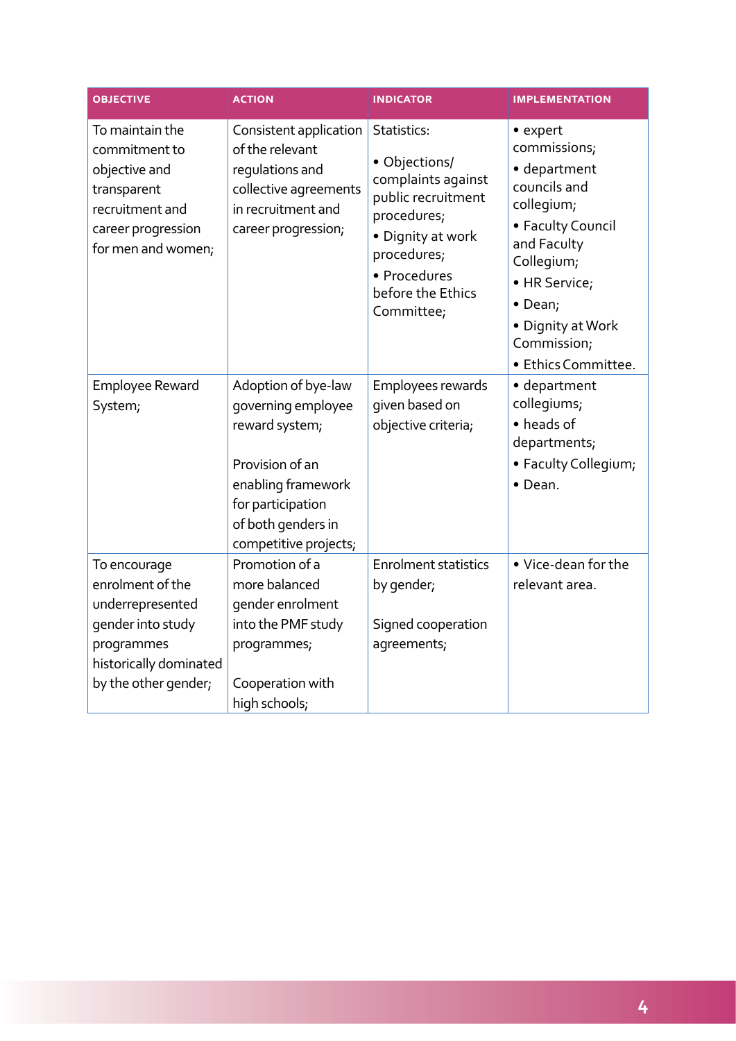| OBJECTIVE | ACTION | INDICATOR | IMPLEMENTATION |
|---|---|---|---|
| To maintain the commitment to objective and transparent recruitment and career progression for men and women; | Consistent application of the relevant regulations and collective agreements in recruitment and career progression; | Statistics: <br>• Objections/ complaints against public recruitment procedures; <br>• Dignity at work procedures; <br>• Procedures before the Ethics Committee; | • expert commissions; <br>• department councils and collegium; <br>• Faculty Council and Faculty Collegium; <br>• HR Service; <br>• Dean; <br>• Dignity at Work Commission; <br>• Ethics Committee. |
| Employee Reward System; | Adoption of bye-law governing employee reward system; <br><br>Provision of an enabling framework for participation of both genders in competitive projects; | Employees rewards given based on objective criteria; | • department collegiums; <br>• heads of departments; <br>• Faculty Collegium; <br>• Dean. |
| To encourage enrolment of the underrepresented gender into study programmes historically dominated by the other gender; | Promotion of a more balanced gender enrolment into the PMF study programmes; <br><br>Cooperation with high schools; | Enrolment statistics by gender; <br><br>Signed cooperation agreements; | • Vice-dean for the relevant area. |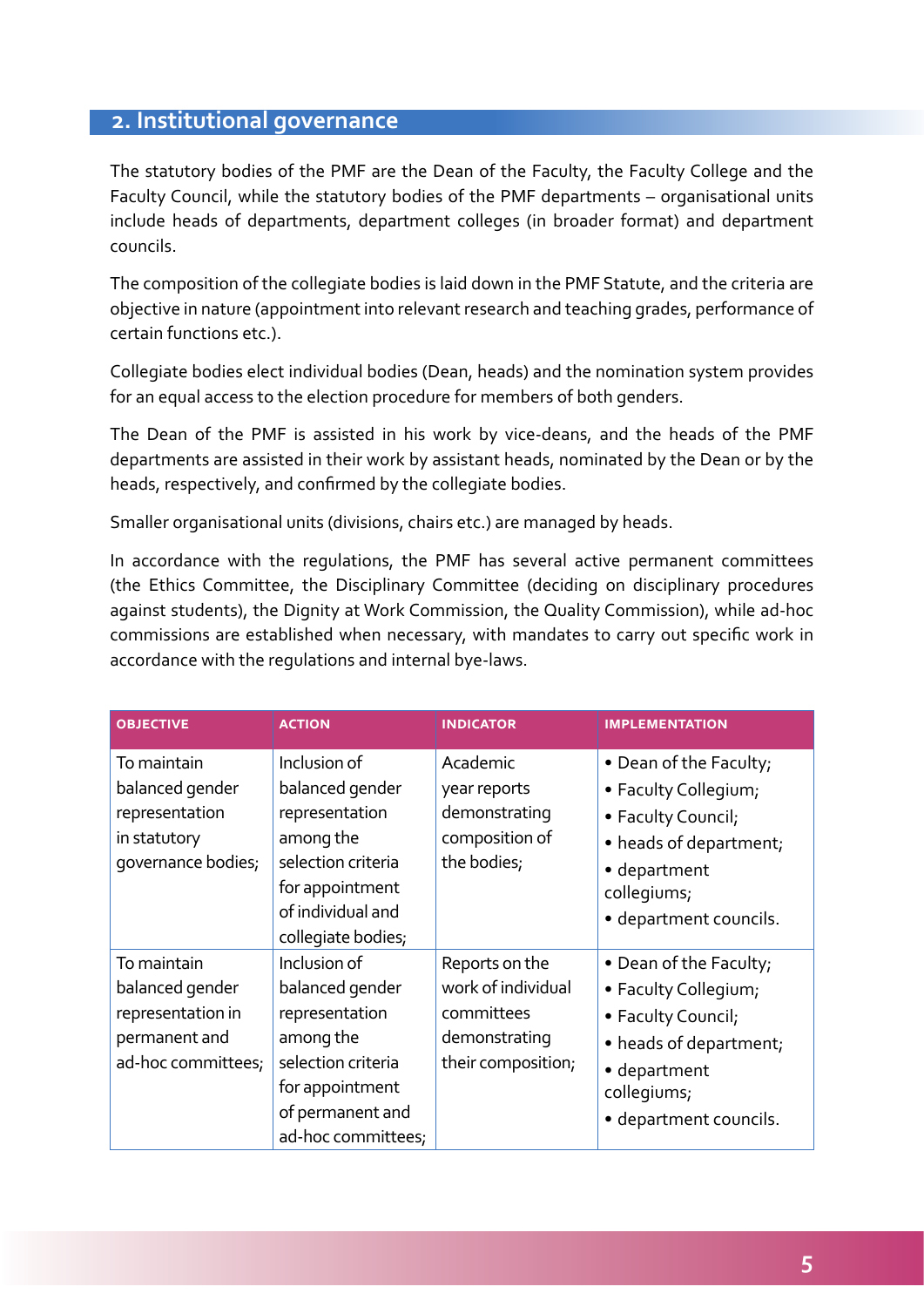## 2. Institutional governance

The statutory bodies of the PMF are the Dean of the Faculty, the Faculty College and the Faculty Council, while the statutory bodies of the PMF departments – organisational units include heads of departments, department colleges (in broader format) and department councils.

The composition of the collegiate bodies is laid down in the PMF Statute, and the criteria are objective in nature (appointment into relevant research and teaching grades, performance of certain functions etc.).

Collegiate bodies elect individual bodies (Dean, heads) and the nomination system provides for an equal access to the election procedure for members of both genders.

The Dean of the PMF is assisted in his work by vice-deans, and the heads of the PMF departments are assisted in their work by assistant heads, nominated by the Dean or by the heads, respectively, and confirmed by the collegiate bodies.

Smaller organisational units (divisions, chairs etc.) are managed by heads.

In accordance with the regulations, the PMF has several active permanent committees (the Ethics Committee, the Disciplinary Committee (deciding on disciplinary procedures against students), the Dignity at Work Commission, the Quality Commission), while ad-hoc commissions are established when necessary, with mandates to carry out specific work in accordance with the regulations and internal bye-laws.

| OBJECTIVE | ACTION | INDICATOR | IMPLEMENTATION |
|---|---|---|---|
| To maintain balanced gender representation in statutory governance bodies; | Inclusion of balanced gender representation among the selection criteria for appointment of individual and collegiate bodies; | Academic year reports demonstrating composition of the bodies; | • Dean of the Faculty;<br>• Faculty Collegium;<br>• Faculty Council;<br>• heads of department;<br>• department collegiums;<br>• department councils. |
| To maintain balanced gender representation in permanent and ad-hoc committees; | Inclusion of balanced gender representation among the selection criteria for appointment of permanent and ad-hoc committees; | Reports on the work of individual committees demonstrating their composition; | • Dean of the Faculty;<br>• Faculty Collegium;<br>• Faculty Council;<br>• heads of department;<br>• department collegiums;<br>• department councils. |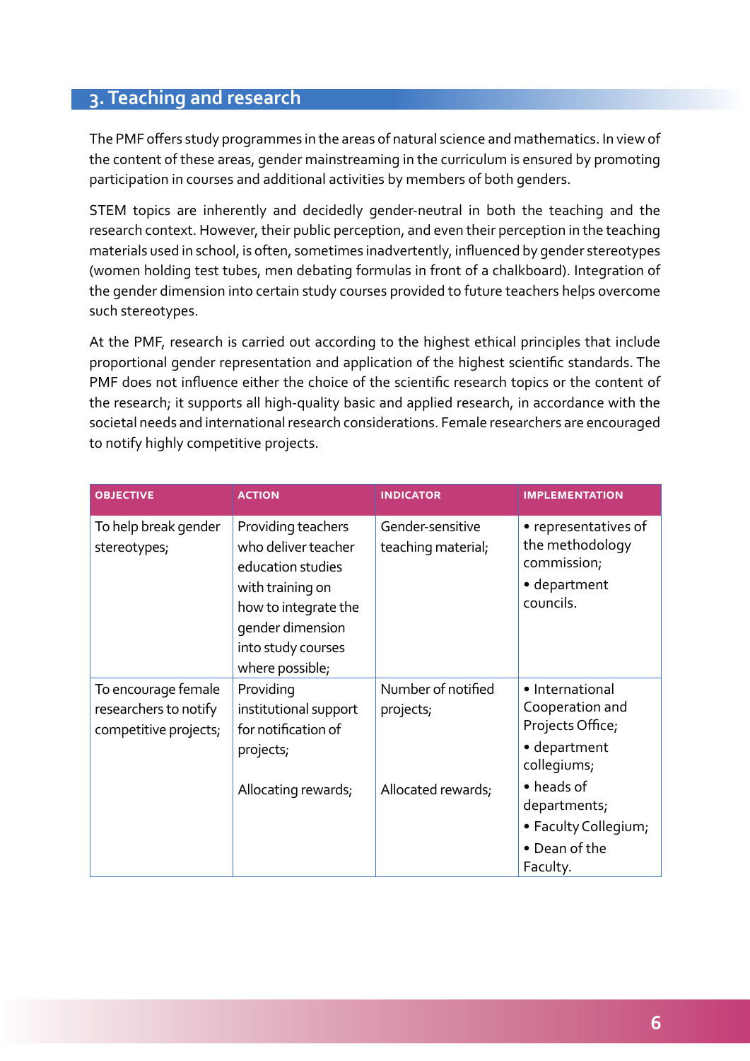## 3. Teaching and research

The PMF offers study programmes in the areas of natural science and mathematics. In view of the content of these areas, gender mainstreaming in the curriculum is ensured by promoting participation in courses and additional activities by members of both genders.

STEM topics are inherently and decidedly gender-neutral in both the teaching and the research context. However, their public perception, and even their perception in the teaching materials used in school, is often, sometimes inadvertently, influenced by gender stereotypes (women holding test tubes, men debating formulas in front of a chalkboard). Integration of the gender dimension into certain study courses provided to future teachers helps overcome such stereotypes.

At the PMF, research is carried out according to the highest ethical principles that include proportional gender representation and application of the highest scientific standards. The PMF does not influence either the choice of the scientific research topics or the content of the research; it supports all high-quality basic and applied research, in accordance with the societal needs and international research considerations. Female researchers are encouraged to notify highly competitive projects.

| OBJECTIVE | ACTION | INDICATOR | IMPLEMENTATION |
|---|---|---|---|
| To help break gender stereotypes; | Providing teachers who deliver teacher education studies with training on how to integrate the gender dimension into study courses where possible; | Gender-sensitive teaching material; | • representatives of the methodology commission;<br>• department councils. |
| To encourage female researchers to notify competitive projects; | Providing institutional support for notification of projects;<br><br>Allocating rewards; | Number of notified projects;<br><br>Allocated rewards; | • International Cooperation and Projects Office;<br>• department collegiums;<br>• heads of departments;<br>• Faculty Collegium;<br>• Dean of the Faculty. |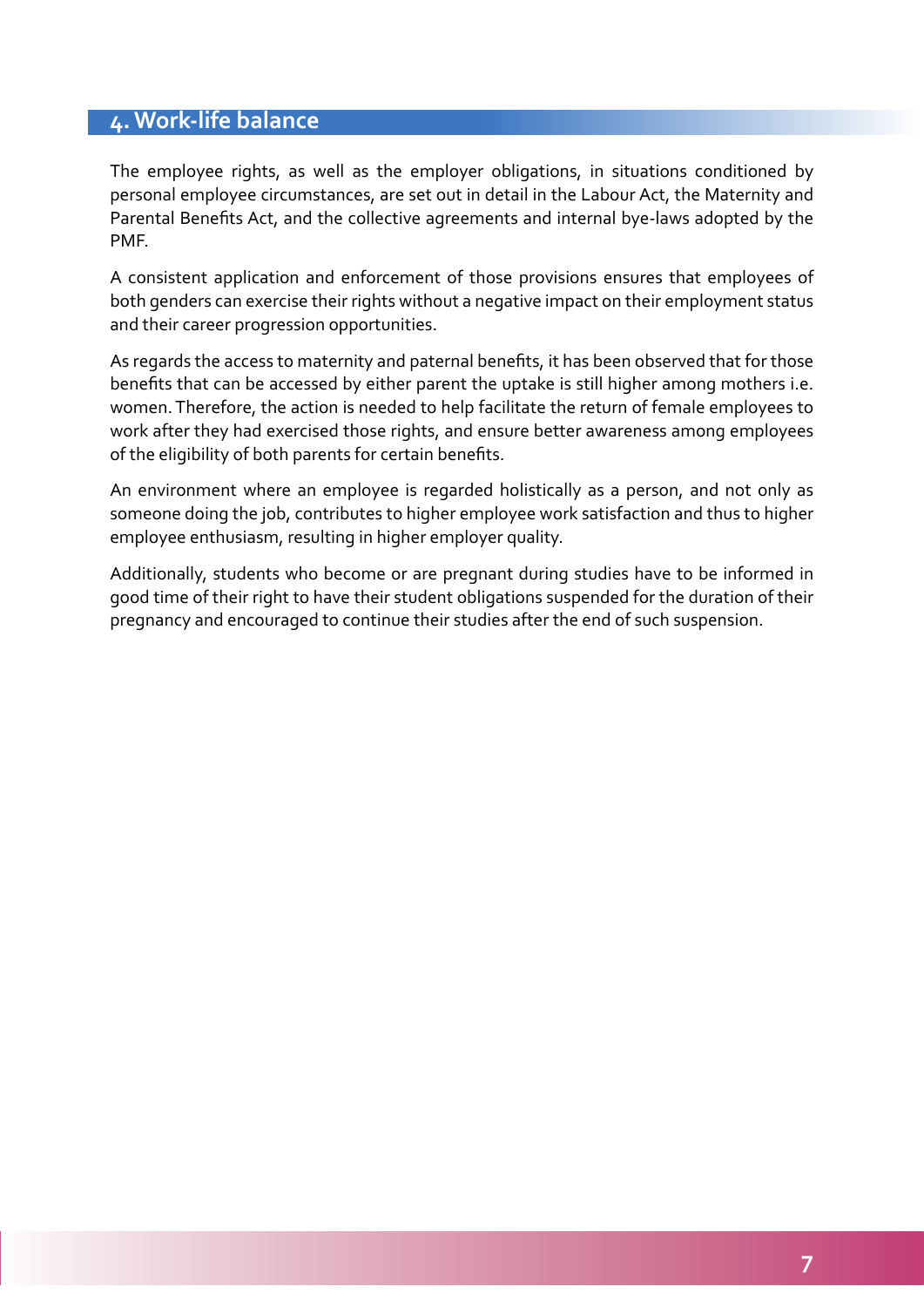## 4. Work-life balance

The employee rights, as well as the employer obligations, in situations conditioned by personal employee circumstances, are set out in detail in the Labour Act, the Maternity and Parental Benefits Act, and the collective agreements and internal bye-laws adopted by the PMF.

A consistent application and enforcement of those provisions ensures that employees of both genders can exercise their rights without a negative impact on their employment status and their career progression opportunities.

As regards the access to maternity and paternal benefits, it has been observed that for those benefits that can be accessed by either parent the uptake is still higher among mothers i.e. women. Therefore, the action is needed to help facilitate the return of female employees to work after they had exercised those rights, and ensure better awareness among employees of the eligibility of both parents for certain benefits.

An environment where an employee is regarded holistically as a person, and not only as someone doing the job, contributes to higher employee work satisfaction and thus to higher employee enthusiasm, resulting in higher employer quality.

Additionally, students who become or are pregnant during studies have to be informed in good time of their right to have their student obligations suspended for the duration of their pregnancy and encouraged to continue their studies after the end of such suspension.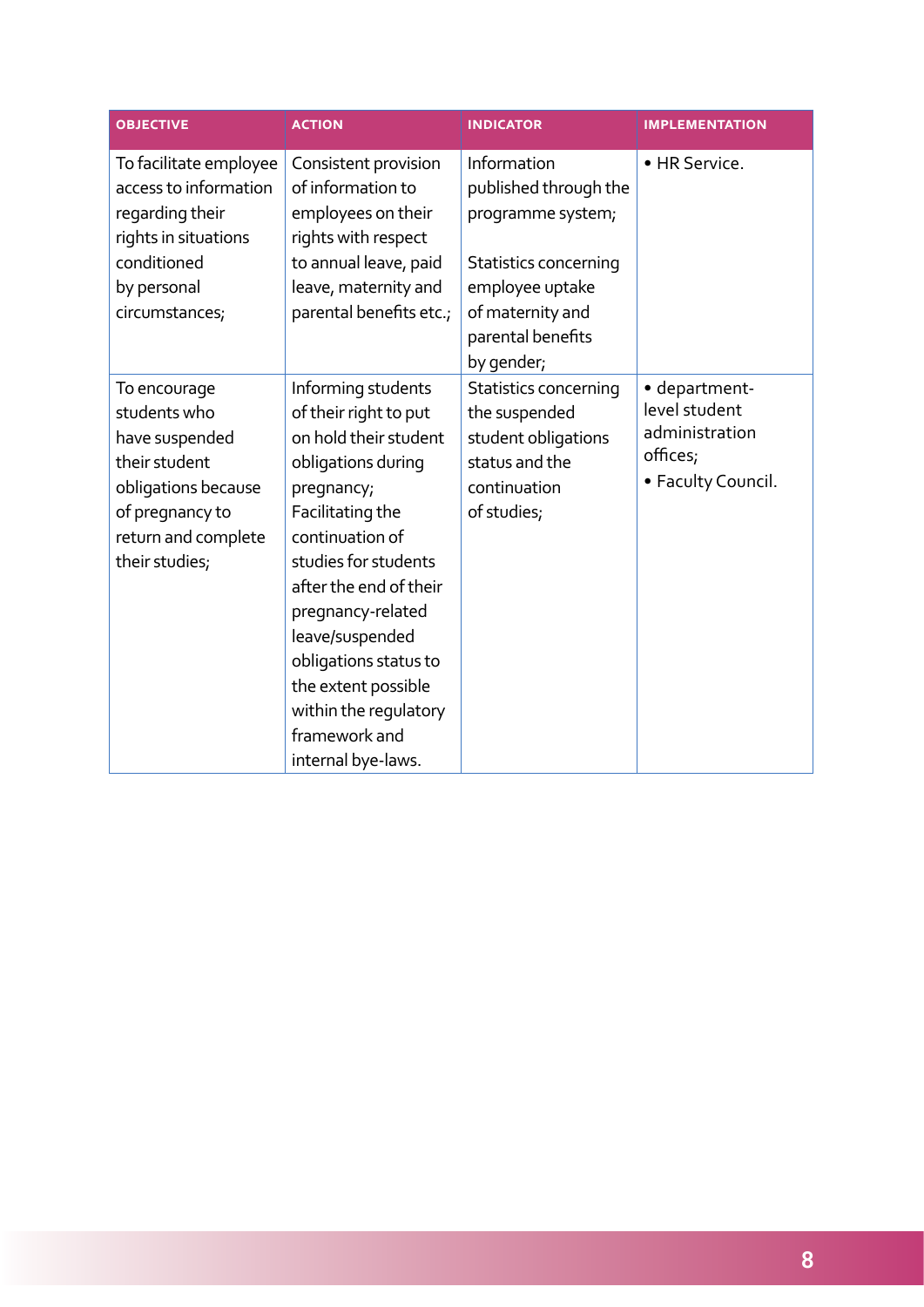| OBJECTIVE | ACTION | INDICATOR | IMPLEMENTATION |
| --- | --- | --- | --- |
| To facilitate employee access to information regarding their rights in situations conditioned by personal circumstances; | Consistent provision of information to employees on their rights with respect to annual leave, paid leave, maternity and parental benefits etc.; | Information published through the programme system;<br><br>Statistics concerning employee uptake of maternity and parental benefits by gender; | • HR Service. |
| To encourage students who have suspended their student obligations because of pregnancy to return and complete their studies; | Informing students of their right to put on hold their student obligations during pregnancy;<br>Facilitating the continuation of studies for students after the end of their pregnancy-related leave/suspended obligations status to the extent possible within the regulatory framework and internal bye-laws. | Statistics concerning the suspended student obligations status and the continuation of studies; | • department-level student administration offices;<br>• Faculty Council. |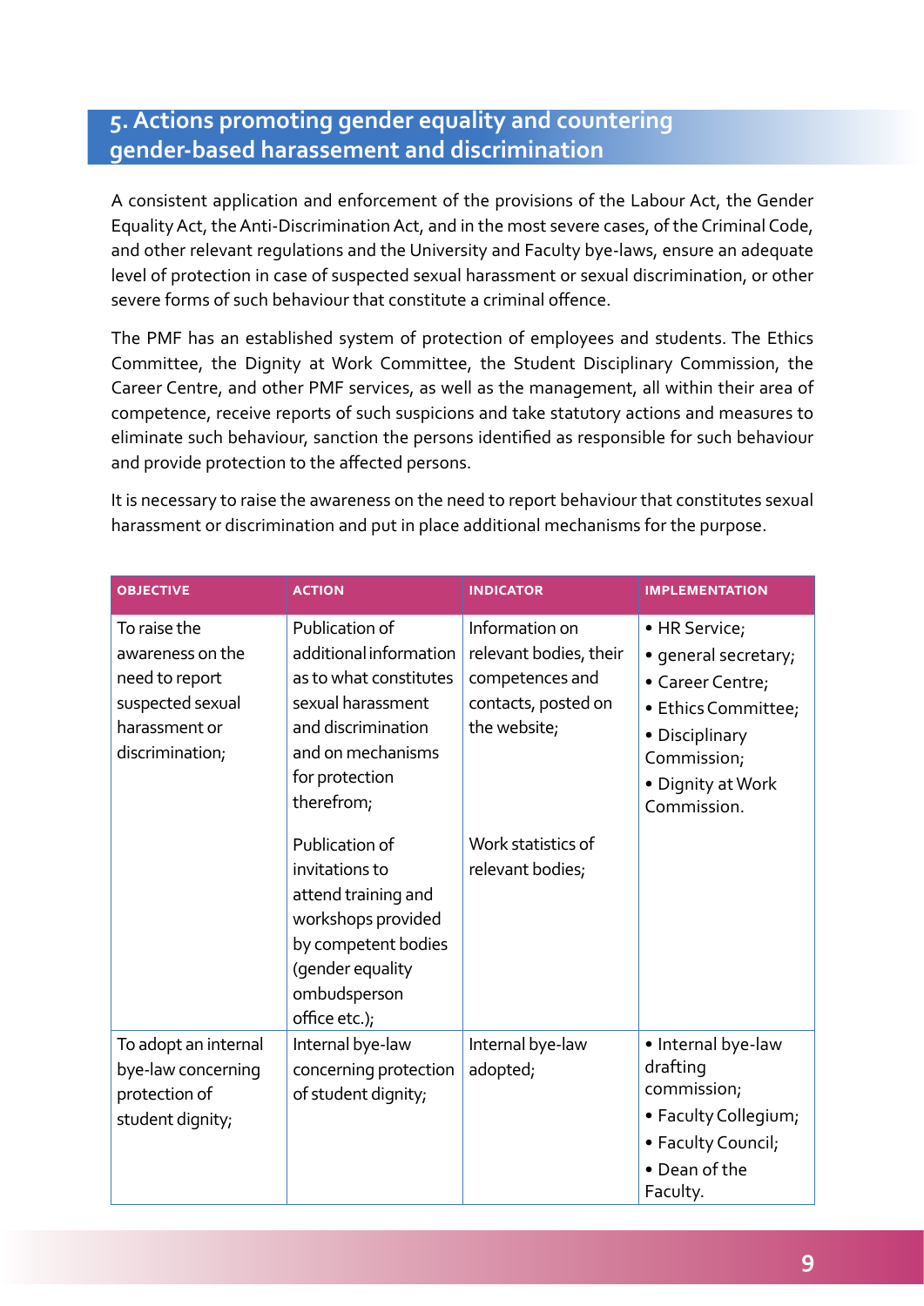## 5. Actions promoting gender equality and countering gender-based harassement and discrimination

A consistent application and enforcement of the provisions of the Labour Act, the Gender Equality Act, the Anti-Discrimination Act, and in the most severe cases, of the Criminal Code, and other relevant regulations and the University and Faculty bye-laws, ensure an adequate level of protection in case of suspected sexual harassment or sexual discrimination, or other severe forms of such behaviour that constitute a criminal offence.

The PMF has an established system of protection of employees and students. The Ethics Committee, the Dignity at Work Committee, the Student Disciplinary Commission, the Career Centre, and other PMF services, as well as the management, all within their area of competence, receive reports of such suspicions and take statutory actions and measures to eliminate such behaviour, sanction the persons identified as responsible for such behaviour and provide protection to the affected persons.

It is necessary to raise the awareness on the need to report behaviour that constitutes sexual harassment or discrimination and put in place additional mechanisms for the purpose.

| OBJECTIVE | ACTION | INDICATOR | IMPLEMENTATION |
|---|---|---|---|
| To raise the awareness on the need to report suspected sexual harassment or discrimination; | Publication of additional information as to what constitutes sexual harassment and discrimination and on mechanisms for protection therefrom; | Information on relevant bodies, their competences and contacts, posted on the website; | • HR Service;<br>• general secretary;<br>• Career Centre;<br>• Ethics Committee;<br>• Disciplinary Commission;<br>• Dignity at Work Commission. |
| | Publication of invitations to attend training and workshops provided by competent bodies (gender equality ombudsperson office etc.); | Work statistics of relevant bodies; | |
| To adopt an internal bye-law concerning protection of student dignity; | Internal bye-law concerning protection of student dignity; | Internal bye-law adopted; | • Internal bye-law drafting commission;<br>• Faculty Collegium;<br>• Faculty Council;<br>• Dean of the Faculty. |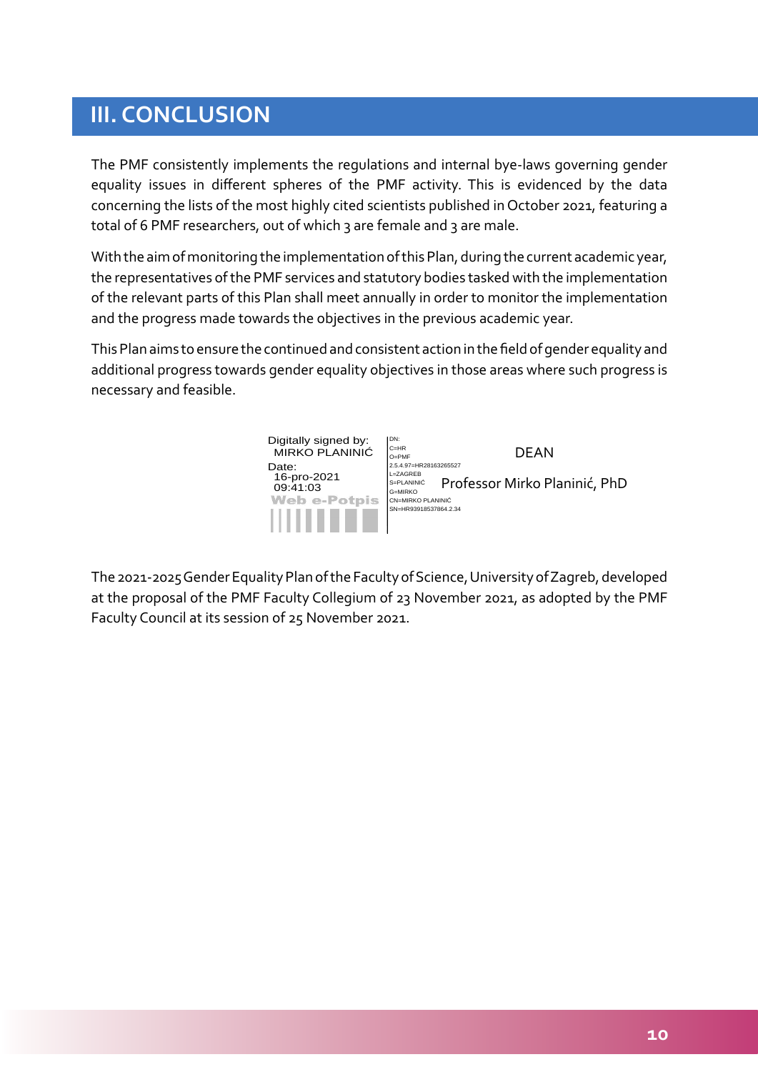## III. CONCLUSION

The PMF consistently implements the regulations and internal bye-laws governing gender equality issues in different spheres of the PMF activity. This is evidenced by the data concerning the lists of the most highly cited scientists published in October 2021, featuring a total of 6 PMF researchers, out of which 3 are female and 3 are male.

With the aim of monitoring the implementation of this Plan, during the current academic year, the representatives of the PMF services and statutory bodies tasked with the implementation of the relevant parts of this Plan shall meet annually in order to monitor the implementation and the progress made towards the objectives in the previous academic year.

This Plan aims to ensure the continued and consistent action in the field of gender equality and additional progress towards gender equality objectives in those areas where such progress is necessary and feasible.

Digitally signed by:
MIRKO PLANINIĆ
Date:
16-pro-2021
09:41:03
Web e-Potpis

DN:
C=HR
O=PMF
2.5.4.97=HR28163265527
L=ZAGREB
S=PLANINIĆ
G=MIRKO
CN=MIRKO PLANINIĆ
SN=HR93918537864.2.34

DEAN

Professor Mirko Planinić, PhD

The 2021-2025 Gender Equality Plan of the Faculty of Science, University of Zagreb, developed at the proposal of the PMF Faculty Collegium of 23 November 2021, as adopted by the PMF Faculty Council at its session of 25 November 2021.